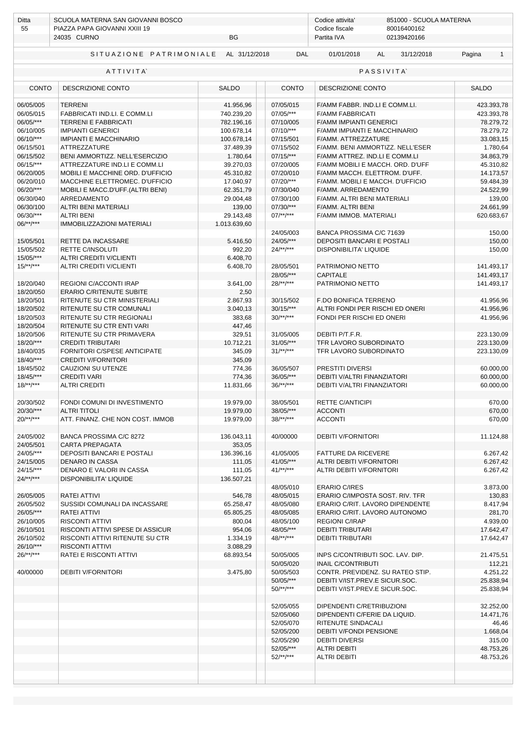| Ditta | SCUOLA MATERNA SAN GIOVANNI BOSCO | | Codice attivita' | 851000 - SCUOLA MATERNA |
|---|---|---|---|---|
| 55 | PIAZZA PAPA GIOVANNI XXIII 19 | | Codice fiscale | 80016400162 |
| | 24035 CURNO | BG | Partita IVA | 02139420166 |

SITUAZIONE PATRIMONIALE AL 31/12/2018 DAL 01/01/2018 AL 31/12/2018

| ATTIVITA` | | | PASSIVITA` | | |
|---|---|---|---|---|---|
| CONTO | DESCRIZIONE CONTO | SALDO | CONTO | DESCRIZIONE CONTO | SALDO |
| 06/05/005 | TERRENI | 41.956,96 | 07/05/015 | F/AMM FABBR. IND.LI E COMM.LI. | 423.393,78 |
| 06/05/015 | FABBRICATI IND.LI. E COMM.LI | 740.239,20 | 07/05/*** | F/AMM FABBRICATI | 423.393,78 |
| 06/05/*** | TERRENI E FABBRICATI | 782.196,16 | 07/10/005 | F/AMM IMPIANTI GENERICI | 78.279,72 |
| 06/10/005 | IMPIANTI GENERICI | 100.678,14 | 07/10/*** | F/AMM IMPIANTI E MACCHINARIO | 78.279,72 |
| 06/10/*** | IMPIANTI E MACCHINARIO | 100.678,14 | 07/15/501 | F/AMM. ATTREZZATURE | 33.083,15 |
| 06/15/501 | ATTREZZATURE | 37.489,39 | 07/15/502 | F/AMM. BENI AMMORTIZZ. NELL'ESER | 1.780,64 |
| 06/15/502 | BENI AMMORTIZZ. NELL'ESERCIZIO | 1.780,64 | 07/15/*** | F/AMM ATTREZ. IND.LI E COMM.LI | 34.863,79 |
| 06/15/*** | ATTREZZATURE IND.LI E COMM.LI | 39.270,03 | 07/20/005 | F/AMM MOBILI E MACCH. ORD. D'UFF | 45.310,82 |
| 06/20/005 | MOBILI E MACCHINE ORD. D'UFFICIO | 45.310,82 | 07/20/010 | F/AMM MACCH. ELETTROM. D'UFF. | 14.173,57 |
| 06/20/010 | MACCHINE ELETTROMEC. D'UFFICIO | 17.040,97 | 07/20/*** | F/AMM. MOBILI E MACCH. D'UFFICIO | 59.484,39 |
| 06/20/*** | MOBILI E MACC.D'UFF.(ALTRI BENI) | 62.351,79 | 07/30/040 | F/AMM. ARREDAMENTO | 24.522,99 |
| 06/30/040 | ARREDAMENTO | 29.004,48 | 07/30/100 | F/AMM. ALTRI BENI MATERIALI | 139,00 |
| 06/30/100 | ALTRI BENI MATERIALI | 139,00 | 07/30/*** | F/AMM. ALTRI BENI | 24.661,99 |
| 06/30/*** | ALTRI BENI | 29.143,48 | 07/**/*** | F/AMM IMMOB. MATERIALI | 620.683,67 |
| 06/**/*** | IMMOBILIZZAZIONI MATERIALI | 1.013.639,60 | | | |
| | | | 24/05/003 | BANCA PROSSIMA C/C 71639 | 150,00 |
| 15/05/501 | RETTE DA INCASSARE | 5.416,50 | 24/05/*** | DEPOSITI BANCARI E POSTALI | 150,00 |
| 15/05/502 | RETTE C/INSOLUTI | 992,20 | 24/**/*** | DISPONIBILITA' LIQUIDE | 150,00 |
| 15/05/*** | ALTRI CREDITI V/CLIENTI | 6.408,70 | | | |
| 15/**/*** | ALTRI CREDITI V/CLIENTI | 6.408,70 | 28/05/501 | PATRIMONIO NETTO | 141.493,17 |
| | | | 28/05/*** | CAPITALE | 141.493,17 |
| 18/20/040 | REGIONI C/ACCONTI IRAP | 3.641,00 | 28/**/*** | PATRIMONIO NETTO | 141.493,17 |
| 18/20/050 | ERARIO C/RITENUTE SUBITE | 2,50 | | | |
| 18/20/501 | RITENUTE SU CTR MINISTERIALI | 2.867,93 | 30/15/502 | F.DO BONIFICA TERRENO | 41.956,96 |
| 18/20/502 | RITENUTE SU CTR COMUNALI | 3.040,13 | 30/15/*** | ALTRI FONDI PER RISCHI ED ONERI | 41.956,96 |
| 18/20/503 | RITENUTE SU CTR REGIONALI | 383,68 | 30/**/*** | FONDI PER RISCHI ED ONERI | 41.956,96 |
| 18/20/504 | RITENUTE SU CTR ENTI VARI | 447,46 | | | |
| 18/20/506 | RITENUTE SU CTR PRIMAVERA | 329,51 | 31/05/005 | DEBITI P/T.F.R. | 223.130,09 |
| 18/20/*** | CREDITI TRIBUTARI | 10.712,21 | 31/05/*** | TFR LAVORO SUBORDINATO | 223.130,09 |
| 18/40/035 | FORNITORI C/SPESE ANTICIPATE | 345,09 | 31/**/*** | TFR LAVORO SUBORDINATO | 223.130,09 |
| 18/40/*** | CREDITI V/FORNITORI | 345,09 | | | |
| 18/45/502 | CAUZIONI SU UTENZE | 774,36 | 36/05/507 | PRESTITI DIVERSI | 60.000,00 |
| 18/45/*** | CREDITI VARI | 774,36 | 36/05/*** | DEBITI V/ALTRI FINANZIATORI | 60.000,00 |
| 18/**/*** | ALTRI CREDITI | 11.831,66 | 36/**/*** | DEBITI V/ALTRI FINANZIATORI | 60.000,00 |
| 20/30/502 | FONDI COMUNI DI INVESTIMENTO | 19.979,00 | 38/05/501 | RETTE C/ANTICIPI | 670,00 |
| 20/30/*** | ALTRI TITOLI | 19.979,00 | 38/05/*** | ACCONTI | 670,00 |
| 20/**/*** | ATT. FINANZ. CHE NON COST. IMMOB | 19.979,00 | 38/**/*** | ACCONTI | 670,00 |
| 24/05/002 | BANCA PROSSIMA C/C 8272 | 136.043,11 | 40/00000 | DEBITI V/FORNITORI | 11.124,88 |
| 24/05/501 | CARTA PREPAGATA | 353,05 | | | |
| 24/05/*** | DEPOSITI BANCARI E POSTALI | 136.396,16 | 41/05/005 | FATTURE DA RICEVERE | 6.267,42 |
| 24/15/005 | DENARO IN CASSA | 111,05 | 41/05/*** | ALTRI DEBITI V/FORNITORI | 6.267,42 |
| 24/15/*** | DENARO E VALORI IN CASSA | 111,05 | 41/**/*** | ALTRI DEBITI V/FORNITORI | 6.267,42 |
| 24/**/*** | DISPONIBILITA' LIQUIDE | 136.507,21 | | | |
| | | | 48/05/010 | ERARIO C/IRES | 3.873,00 |
| 26/05/005 | RATEI ATTIVI | 546,78 | 48/05/015 | ERARIO C/IMPOSTA SOST. RIV. TFR | 130,83 |
| 26/05/502 | SUSSIDI COMUNALI DA INCASSARE | 65.258,47 | 48/05/080 | ERARIO C/RIT. LAVORO DIPENDENTE | 8.417,94 |
| 26/05/*** | RATEI ATTIVI | 65.805,25 | 48/05/085 | ERARIO C/RIT. LAVORO AUTONOMO | 281,70 |
| 26/10/005 | RISCONTI ATTIVI | 800,04 | 48/05/100 | REGIONI C/IRAP | 4.939,00 |
| 26/10/501 | RISCONTI ATTIVI SPESE DI ASSICUR | 954,06 | 48/05/*** | DEBITI TRIBUTARI | 17.642,47 |
| 26/10/502 | RISCONTI ATTIVI RITENUTE SU CTR | 1.334,19 | 48/**/*** | DEBITI TRIBUTARI | 17.642,47 |
| 26/10/*** | RISCONTI ATTIVI | 3.088,29 | | | |
| 26/**/*** | RATEI E RISCONTI ATTIVI | 68.893,54 | 50/05/005 | INPS C/CONTRIBUTI SOC. LAV. DIP. | 21.475,51 |
| | | | 50/05/020 | INAIL C/CONTRIBUTI | 112,21 |
| 40/00000 | DEBITI V/FORNITORI | 3.475,80 | 50/05/503 | CONTR. PREVIDENZ. SU RATEO STIP. | 4.251,22 |
| | | | 50/05/*** | DEBITI V/IST.PREV.E SICUR.SOC. | 25.838,94 |
| | | | 50/**/*** | DEBITI V/IST.PREV.E SICUR.SOC. | 25.838,94 |
| | | | 52/05/055 | DIPENDENTI C/RETRIBUZIONI | 32.252,00 |
| | | | 52/05/060 | DIPENDENTI C/FERIE DA LIQUID. | 14.471,76 |
| | | | 52/05/070 | RITENUTE SINDACALI | 46,46 |
| | | | 52/05/200 | DEBITI V/FONDI PENSIONE | 1.668,04 |
| | | | 52/05/290 | DEBITI DIVERSI | 315,00 |
| | | | 52/05/*** | ALTRI DEBITI | 48.753,26 |
| | | | 52/**/*** | ALTRI DEBITI | 48.753,26 |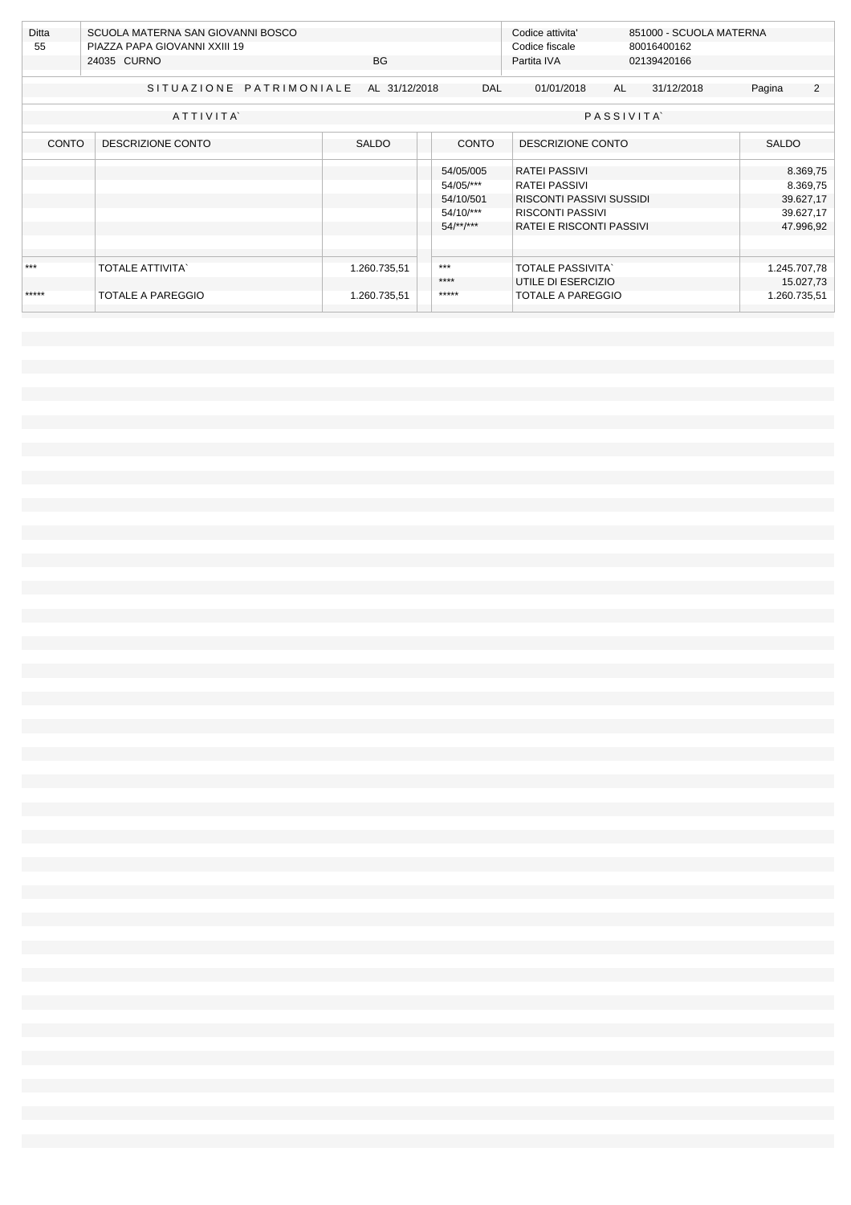| Ditta | SCUOLA MATERNA SAN GIOVANNI BOSCO | | Codice attivita' | 851000 - SCUOLA MATERNA |
|---|---|---|---|---|
| 55 | PIAZZA PAPA GIOVANNI XXIII 19 | | Codice fiscale | 80016400162 |
| | 24035 CURNO | BG | Partita IVA | 02139420166 |

SITUAZIONE PATRIMONIALE AL 31/12/2018 DAL 01/01/2018 AL 31/12/2018

| ATTIVITA` | | | PASSIVITA` | | |
|---|---|---|---|---|---|
| CONTO | DESCRIZIONE CONTO | SALDO | CONTO | DESCRIZIONE CONTO | SALDO |
| | | | 54/05/005 | RATEI PASSIVI | 8.369,75 |
| | | | 54/05/*** | RATEI PASSIVI | 8.369,75 |
| | | | 54/10/501 | RISCONTI PASSIVI SUSSIDI | 39.627,17 |
| | | | 54/10/*** | RISCONTI PASSIVI | 39.627,17 |
| | | | 54/**/*** | RATEI E RISCONTI PASSIVI | 47.996,92 |
| *** | TOTALE ATTIVITA` | 1.260.735,51 | *** | TOTALE PASSIVITA` | 1.245.707,78 |
| | | | **** | UTILE DI ESERCIZIO | 15.027,73 |
| ***** | TOTALE A PAREGGIO | 1.260.735,51 | ***** | TOTALE A PAREGGIO | 1.260.735,51 |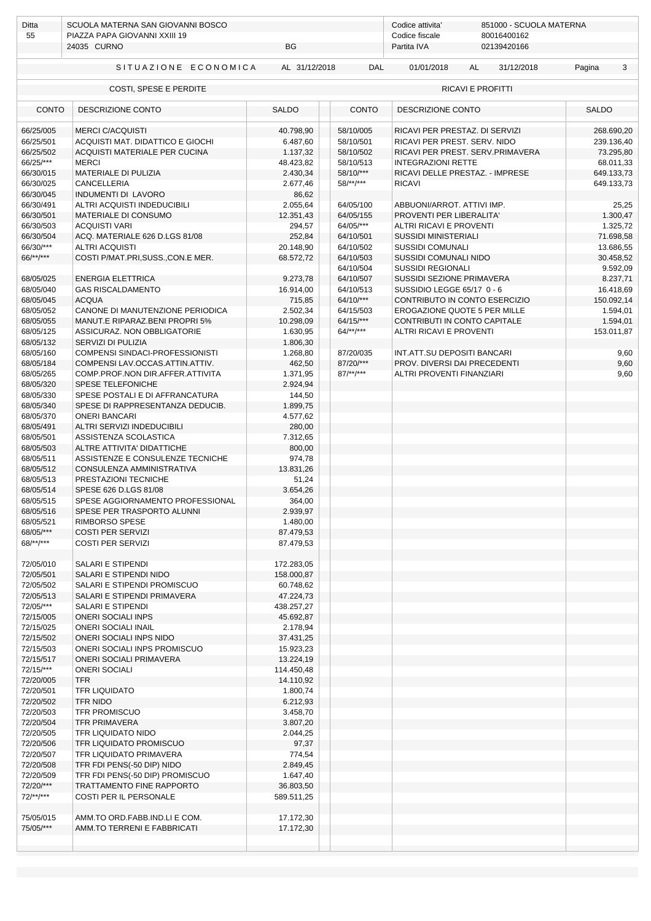| Ditta | SCUOLA MATERNA SAN GIOVANNI BOSCO | | Codice attivita' | 851000 - SCUOLA MATERNA |
|---|---|---|---|---|
| 55 | PIAZZA PAPA GIOVANNI XXIII 19 | | Codice fiscale | 80016400162 |
| | 24035 CURNO | BG | Partita IVA | 02139420166 |

## SITUAZIONE ECONOMICA AL 31/12/2018 DAL 01/01/2018 AL 31/12/2018

| COSTI, SPESE E PERDITE | | | RICAVI E PROFITTI | | |
|---|---|---|---|---|---|
| CONTO | DESCRIZIONE CONTO | SALDO | CONTO | DESCRIZIONE CONTO | SALDO |
| 66/25/005 | MERCI C/ACQUISTI | 40.798,90 | 58/10/005 | RICAVI PER PRESTAZ. DI SERVIZI | 268.690,20 |
| 66/25/501 | ACQUISTI MAT. DIDATTICO E GIOCHI | 6.487,60 | 58/10/501 | RICAVI PER PREST. SERV. NIDO | 239.136,40 |
| 66/25/502 | ACQUISTI MATERIALE PER CUCINA | 1.137,32 | 58/10/502 | RICAVI PER PREST. SERV.PRIMAVERA | 73.295,80 |
| 66/25/*** | MERCI | 48.423,82 | 58/10/513 | INTEGRAZIONI RETTE | 68.011,33 |
| 66/30/015 | MATERIALE DI PULIZIA | 2.430,34 | 58/10/*** | RICAVI DELLE PRESTAZ. - IMPRESE | 649.133,73 |
| 66/30/025 | CANCELLERIA | 2.677,46 | 58/**/*** | RICAVI | 649.133,73 |
| 66/30/045 | INDUMENTI DI LAVORO | 86,62 | | | |
| 66/30/491 | ALTRI ACQUISTI INDEDUCIBILI | 2.055,64 | 64/05/100 | ABBUONI/ARROT. ATTIVI IMP. | 25,25 |
| 66/30/501 | MATERIALE DI CONSUMO | 12.351,43 | 64/05/155 | PROVENTI PER LIBERALITA' | 1.300,47 |
| 66/30/503 | ACQUISTI VARI | 294,57 | 64/05/*** | ALTRI RICAVI E PROVENTI | 1.325,72 |
| 66/30/504 | ACQ. MATERIALE 626 D.LGS 81/08 | 252,84 | 64/10/501 | SUSSIDI MINISTERIALI | 71.698,58 |
| 66/30/*** | ALTRI ACQUISTI | 20.148,90 | 64/10/502 | SUSSIDI COMUNALI | 13.686,55 |
| 66/**/*** | COSTI P/MAT.PRI,SUSS.,CON.E MER. | 68.572,72 | 64/10/503 | SUSSIDI COMUNALI NIDO | 30.458,52 |
| | | | 64/10/504 | SUSSIDI REGIONALI | 9.592,09 |
| 68/05/025 | ENERGIA ELETTRICA | 9.273,78 | 64/10/507 | SUSSIDI SEZIONE PRIMAVERA | 8.237,71 |
| 68/05/040 | GAS RISCALDAMENTO | 16.914,00 | 64/10/513 | SUSSIDIO LEGGE 65/17 0 - 6 | 16.418,69 |
| 68/05/045 | ACQUA | 715,85 | 64/10/*** | CONTRIBUTO IN CONTO ESERCIZIO | 150.092,14 |
| 68/05/052 | CANONE DI MANUTENZIONE PERIODICA | 2.502,34 | 64/15/503 | EROGAZIONE QUOTE 5 PER MILLE | 1.594,01 |
| 68/05/055 | MANUT.E RIPARAZ.BENI PROPRI 5% | 10.298,09 | 64/15/*** | CONTRIBUTI IN CONTO CAPITALE | 1.594,01 |
| 68/05/125 | ASSICURAZ. NON OBBLIGATORIE | 1.630,95 | 64/**/*** | ALTRI RICAVI E PROVENTI | 153.011,87 |
| 68/05/132 | SERVIZI DI PULIZIA | 1.806,30 | | | |
| 68/05/160 | COMPENSI SINDACI-PROFESSIONISTI | 1.268,80 | 87/20/035 | INT.ATT.SU DEPOSITI BANCARI | 9,60 |
| 68/05/184 | COMPENSI LAV.OCCAS.ATTIN.ATTIV. | 462,50 | 87/20/*** | PROV. DIVERSI DAI PRECEDENTI | 9,60 |
| 68/05/265 | COMP.PROF.NON DIR.AFFER.ATTIVITA | 1.371,95 | 87/**/*** | ALTRI PROVENTI FINANZIARI | 9,60 |
| 68/05/320 | SPESE TELEFONICHE | 2.924,94 | | | |
| 68/05/330 | SPESE POSTALI E DI AFFRANCATURA | 144,50 | | | |
| 68/05/340 | SPESE DI RAPPRESENTANZA DEDUCIB. | 1.899,75 | | | |
| 68/05/370 | ONERI BANCARI | 4.577,62 | | | |
| 68/05/491 | ALTRI SERVIZI INDEDUCIBILI | 280,00 | | | |
| 68/05/501 | ASSISTENZA SCOLASTICA | 7.312,65 | | | |
| 68/05/503 | ALTRE ATTIVITA' DIDATTICHE | 800,00 | | | |
| 68/05/511 | ASSISTENZE E CONSULENZE TECNICHE | 974,78 | | | |
| 68/05/512 | CONSULENZA AMMINISTRATIVA | 13.831,26 | | | |
| 68/05/513 | PRESTAZIONI TECNICHE | 51,24 | | | |
| 68/05/514 | SPESE 626 D.LGS 81/08 | 3.654,26 | | | |
| 68/05/515 | SPESE AGGIORNAMENTO PROFESSIONAL | 364,00 | | | |
| 68/05/516 | SPESE PER TRASPORTO ALUNNI | 2.939,97 | | | |
| 68/05/521 | RIMBORSO SPESE | 1.480,00 | | | |
| 68/05/*** | COSTI PER SERVIZI | 87.479,53 | | | |
| 68/**/*** | COSTI PER SERVIZI | 87.479,53 | | | |
| | | | | | |
| 72/05/010 | SALARI E STIPENDI | 172.283,05 | | | |
| 72/05/501 | SALARI E STIPENDI NIDO | 158.000,87 | | | |
| 72/05/502 | SALARI E STIPENDI PROMISCUO | 60.748,62 | | | |
| 72/05/513 | SALARI E STIPENDI PRIMAVERA | 47.224,73 | | | |
| 72/05/*** | SALARI E STIPENDI | 438.257,27 | | | |
| 72/15/005 | ONERI SOCIALI INPS | 45.692,87 | | | |
| 72/15/025 | ONERI SOCIALI INAIL | 2.178,94 | | | |
| 72/15/502 | ONERI SOCIALI INPS NIDO | 37.431,25 | | | |
| 72/15/503 | ONERI SOCIALI INPS PROMISCUO | 15.923,23 | | | |
| 72/15/517 | ONERI SOCIALI PRIMAVERA | 13.224,19 | | | |
| 72/15/*** | ONERI SOCIALI | 114.450,48 | | | |
| 72/20/005 | TFR | 14.110,92 | | | |
| 72/20/501 | TFR LIQUIDATO | 1.800,74 | | | |
| 72/20/502 | TFR NIDO | 6.212,93 | | | |
| 72/20/503 | TFR PROMISCUO | 3.458,70 | | | |
| 72/20/504 | TFR PRIMAVERA | 3.807,20 | | | |
| 72/20/505 | TFR LIQUIDATO NIDO | 2.044,25 | | | |
| 72/20/506 | TFR LIQUIDATO PROMISCUO | 97,37 | | | |
| 72/20/507 | TFR LIQUIDATO PRIMAVERA | 774,54 | | | |
| 72/20/508 | TFR FDI PENS(-50 DIP) NIDO | 2.849,45 | | | |
| 72/20/509 | TFR FDI PENS(-50 DIP) PROMISCUO | 1.647,40 | | | |
| 72/20/*** | TRATTAMENTO FINE RAPPORTO | 36.803,50 | | | |
| 72/**/*** | COSTI PER IL PERSONALE | 589.511,25 | | | |
| | | | | | |
| 75/05/015 | AMM.TO ORD.FABB.IND.LI E COM. | 17.172,30 | | | |
| 75/05/*** | AMM.TO TERRENI E FABBRICATI | 17.172,30 | | | |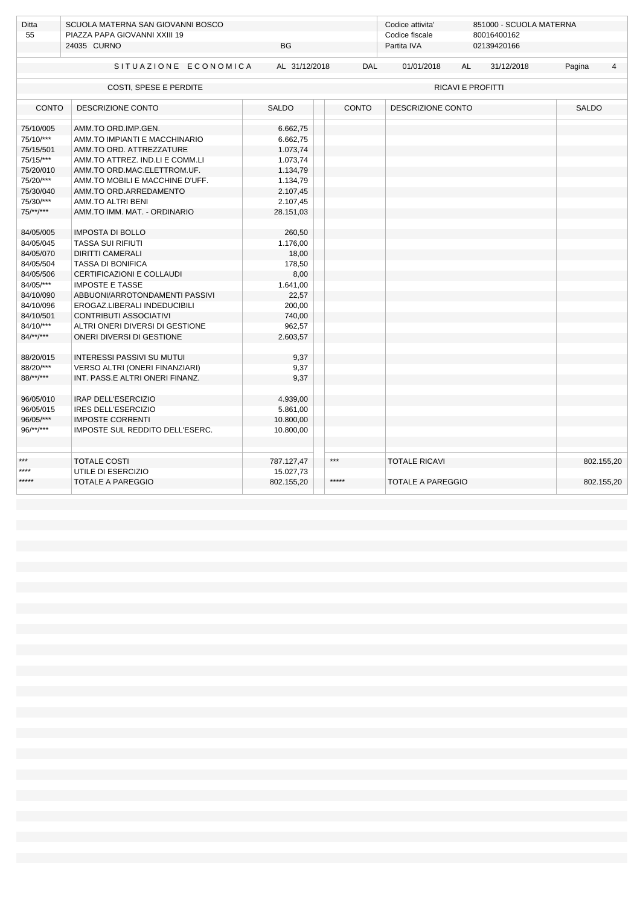| Ditta | | | Codice attivita' | 851000 - SCUOLA MATERNA |
|---|---|---|---|---|
| 55 | SCUOLA MATERNA SAN GIOVANNI BOSCO | | Codice fiscale | 80016400162 |
| | PIAZZA PAPA GIOVANNI XXIII 19 | | Partita IVA | 02139420166 |
| | 24035 CURNO | BG | | |

**S I T U A Z I O N E   E C O N O M I C A** AL 31/12/2018 DAL 01/01/2018 AL 31/12/2018

| COSTI, SPESE E PERDITE | | | RICAVI E PROFITTI | | |
|---|---|---|---|---|---|
| CONTO | DESCRIZIONE CONTO | SALDO | CONTO | DESCRIZIONE CONTO | SALDO |
| 75/10/005 | AMM.TO ORD.IMP.GEN. | 6.662,75 | | | |
| 75/10/*** | AMM.TO IMPIANTI E MACCHINARIO | 6.662,75 | | | |
| 75/15/501 | AMM.TO ORD. ATTREZZATURE | 1.073,74 | | | |
| 75/15/*** | AMM.TO ATTREZ. IND.LI E COMM.LI | 1.073,74 | | | |
| 75/20/010 | AMM.TO ORD.MAC.ELETTROM.UF. | 1.134,79 | | | |
| 75/20/*** | AMM.TO MOBILI E MACCHINE D'UFF. | 1.134,79 | | | |
| 75/30/040 | AMM.TO ORD.ARREDAMENTO | 2.107,45 | | | |
| 75/30/*** | AMM.TO ALTRI BENI | 2.107,45 | | | |
| 75/**/*** | AMM.TO IMM. MAT. - ORDINARIO | 28.151,03 | | | |
| 84/05/005 | IMPOSTA DI BOLLO | 260,50 | | | |
| 84/05/045 | TASSA SUI RIFIUTI | 1.176,00 | | | |
| 84/05/070 | DIRITTI CAMERALI | 18,00 | | | |
| 84/05/504 | TASSA DI BONIFICA | 178,50 | | | |
| 84/05/506 | CERTIFICAZIONI E COLLAUDI | 8,00 | | | |
| 84/05/*** | IMPOSTE E TASSE | 1.641,00 | | | |
| 84/10/090 | ABBUONI/ARROTONDAMENTI PASSIVI | 22,57 | | | |
| 84/10/096 | EROGAZ.LIBERALI INDEDUCIBILI | 200,00 | | | |
| 84/10/501 | CONTRIBUTI ASSOCIATIVI | 740,00 | | | |
| 84/10/*** | ALTRI ONERI DIVERSI DI GESTIONE | 962,57 | | | |
| 84/**/*** | ONERI DIVERSI DI GESTIONE | 2.603,57 | | | |
| 88/20/015 | INTERESSI PASSIVI SU MUTUI | 9,37 | | | |
| 88/20/*** | VERSO ALTRI (ONERI FINANZIARI) | 9,37 | | | |
| 88/**/*** | INT. PASS.E ALTRI ONERI FINANZ. | 9,37 | | | |
| 96/05/010 | IRAP DELL'ESERCIZIO | 4.939,00 | | | |
| 96/05/015 | IRES DELL'ESERCIZIO | 5.861,00 | | | |
| 96/05/*** | IMPOSTE CORRENTI | 10.800,00 | | | |
| 96/**/*** | IMPOSTE SUL REDDITO DELL'ESERC. | 10.800,00 | | | |
| *** | TOTALE COSTI | 787.127,47 | *** | TOTALE RICAVI | 802.155,20 |
| **** | UTILE DI ESERCIZIO | 15.027,73 | | | |
| ***** | TOTALE A PAREGGIO | 802.155,20 | ***** | TOTALE A PAREGGIO | 802.155,20 |